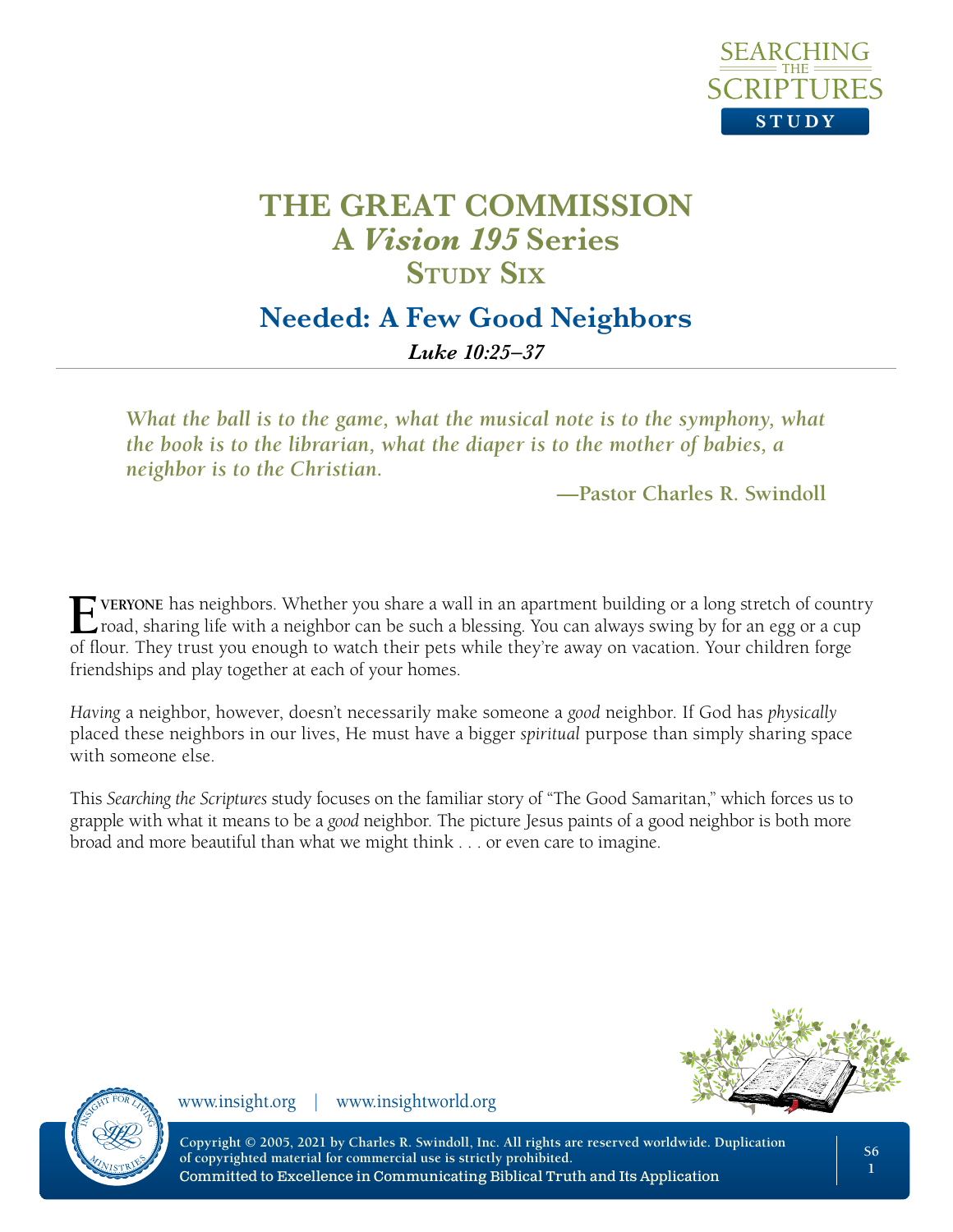# THE GREAT COMMISSION

## A *Vision 195* Series

## Study Six

## Needed: A Few Good Neighbors

***Luke 10:25–37***

***What the ball is to the game, what the musical note is to the symphony, what the book is to the librarian, what the diaper is to the mother of babies, a neighbor is to the Christian.***

**—Pastor Charles R. Swindoll**

**Everyone** has neighbors. Whether you share a wall in an apartment building or a long stretch of country road, sharing life with a neighbor can be such a blessing. You can always swing by for an egg or a cup of flour. They trust you enough to watch their pets while they're away on vacation. Your children forge friendships and play together at each of your homes.

*Having* a neighbor, however, doesn't necessarily make someone a *good* neighbor. If God has *physically* placed these neighbors in our lives, He must have a bigger *spiritual* purpose than simply sharing space with someone else.

This *Searching the Scriptures* study focuses on the familiar story of "The Good Samaritan," which forces us to grapple with what it means to be a *good* neighbor. The picture Jesus paints of a good neighbor is both more broad and more beautiful than what we might think . . . or even care to imagine.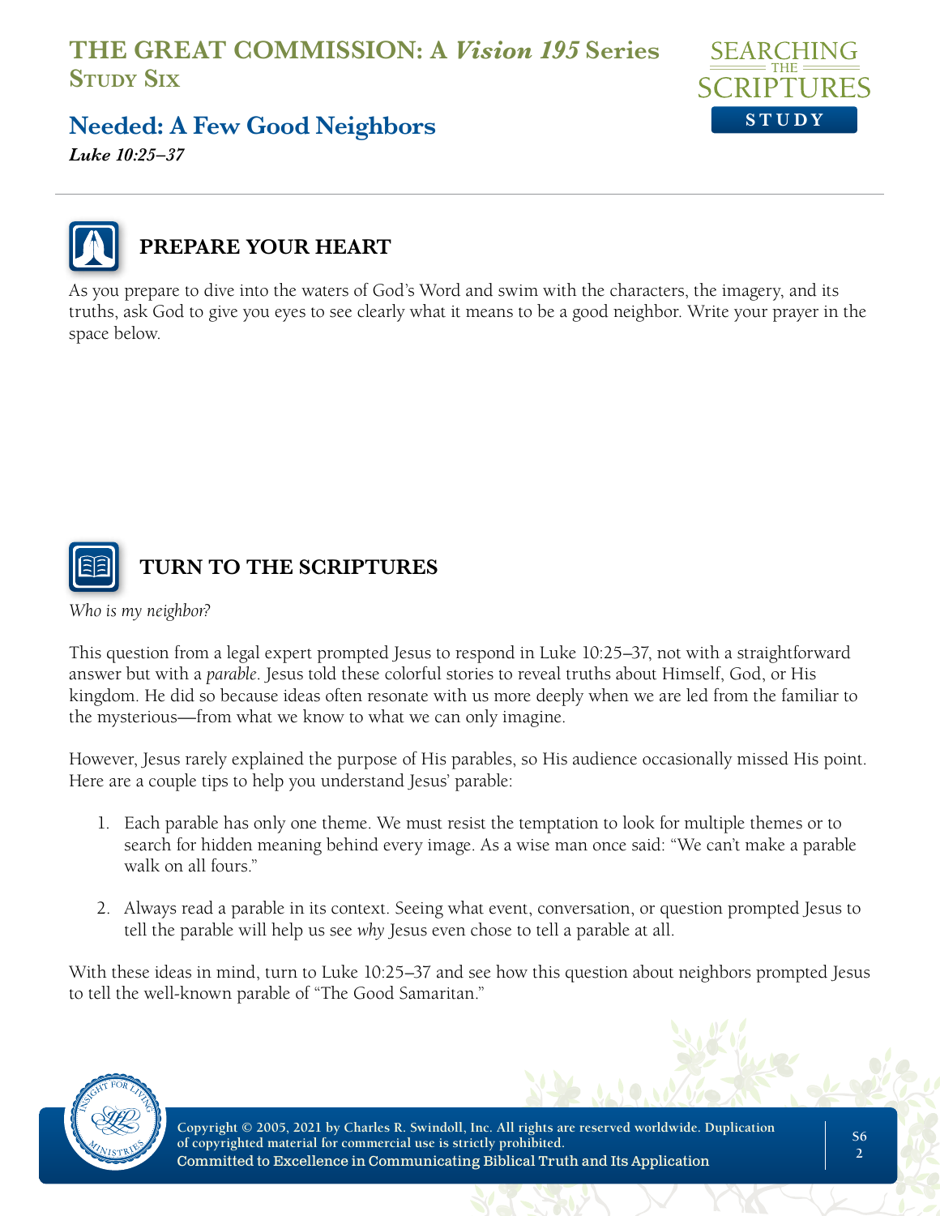# THE GREAT COMMISSION: A *Vision 195* Series
## Study Six

## Needed: A Few Good Neighbors

***Luke 10:25–37***

### PREPARE YOUR HEART

As you prepare to dive into the waters of God's Word and swim with the characters, the imagery, and its truths, ask God to give you eyes to see clearly what it means to be a good neighbor. Write your prayer in the space below.

### TURN TO THE SCRIPTURES

*Who is my neighbor?*

This question from a legal expert prompted Jesus to respond in Luke 10:25–37, not with a straightforward answer but with a *parable*. Jesus told these colorful stories to reveal truths about Himself, God, or His kingdom. He did so because ideas often resonate with us more deeply when we are led from the familiar to the mysterious—from what we know to what we can only imagine.

However, Jesus rarely explained the purpose of His parables, so His audience occasionally missed His point. Here are a couple tips to help you understand Jesus' parable:

1. Each parable has only one theme. We must resist the temptation to look for multiple themes or to search for hidden meaning behind every image. As a wise man once said: "We can't make a parable walk on all fours."

2. Always read a parable in its context. Seeing what event, conversation, or question prompted Jesus to tell the parable will help us see *why* Jesus even chose to tell a parable at all.

With these ideas in mind, turn to Luke 10:25–37 and see how this question about neighbors prompted Jesus to tell the well-known parable of "The Good Samaritan."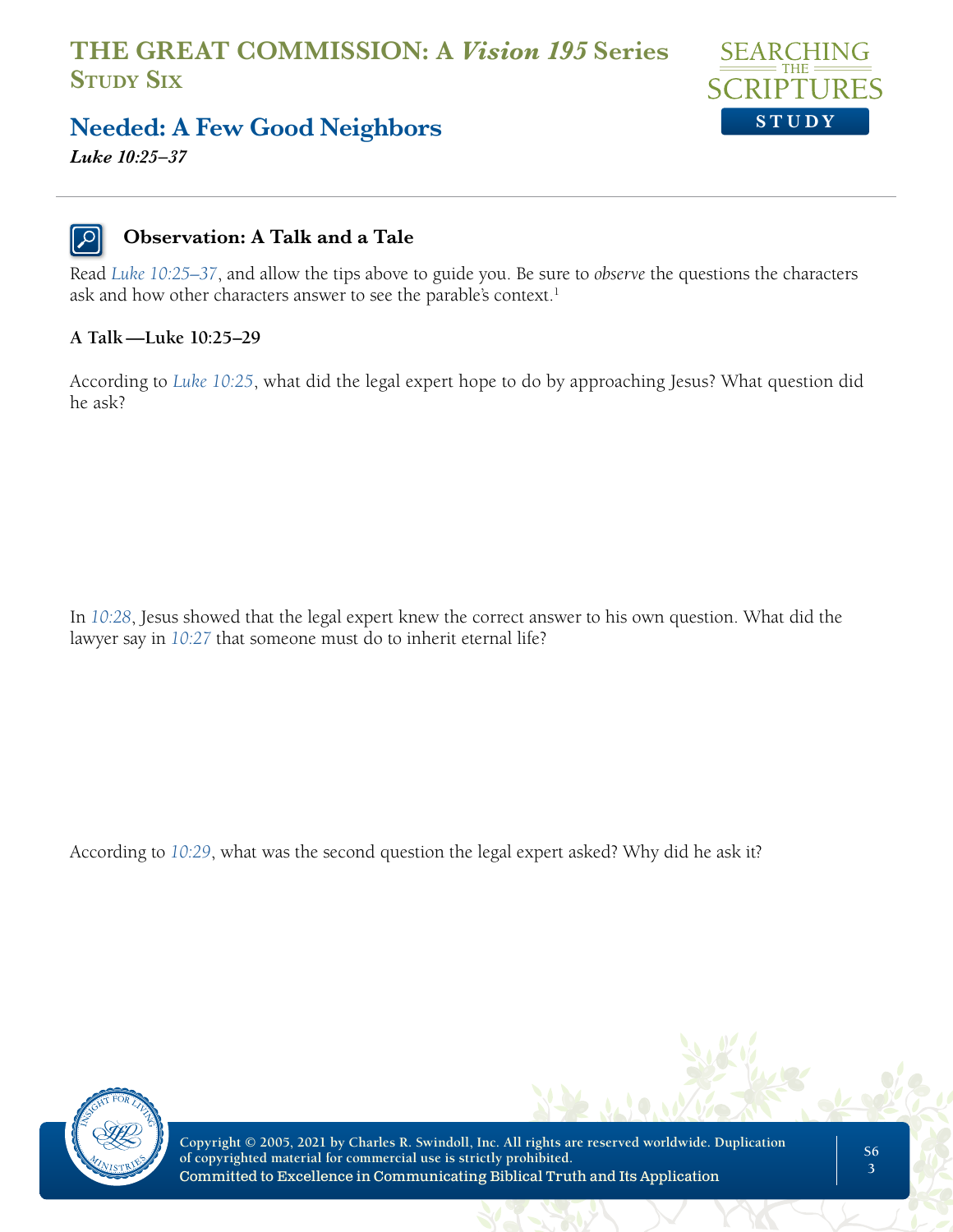# THE GREAT COMMISSION: A *Vision 195* Series
## Study Six

## Needed: A Few Good Neighbors

***Luke 10:25–37***

### Observation: A Talk and a Tale

Read *Luke 10:25–37*, and allow the tips above to guide you. Be sure to *observe* the questions the characters ask and how other characters answer to see the parable's context.[1]

**A Talk—Luke 10:25–29**

According to *Luke 10:25*, what did the legal expert hope to do by approaching Jesus? What question did he ask?

In *10:28*, Jesus showed that the legal expert knew the correct answer to his own question. What did the lawyer say in *10:27* that someone must do to inherit eternal life?

According to *10:29*, what was the second question the legal expert asked? Why did he ask it?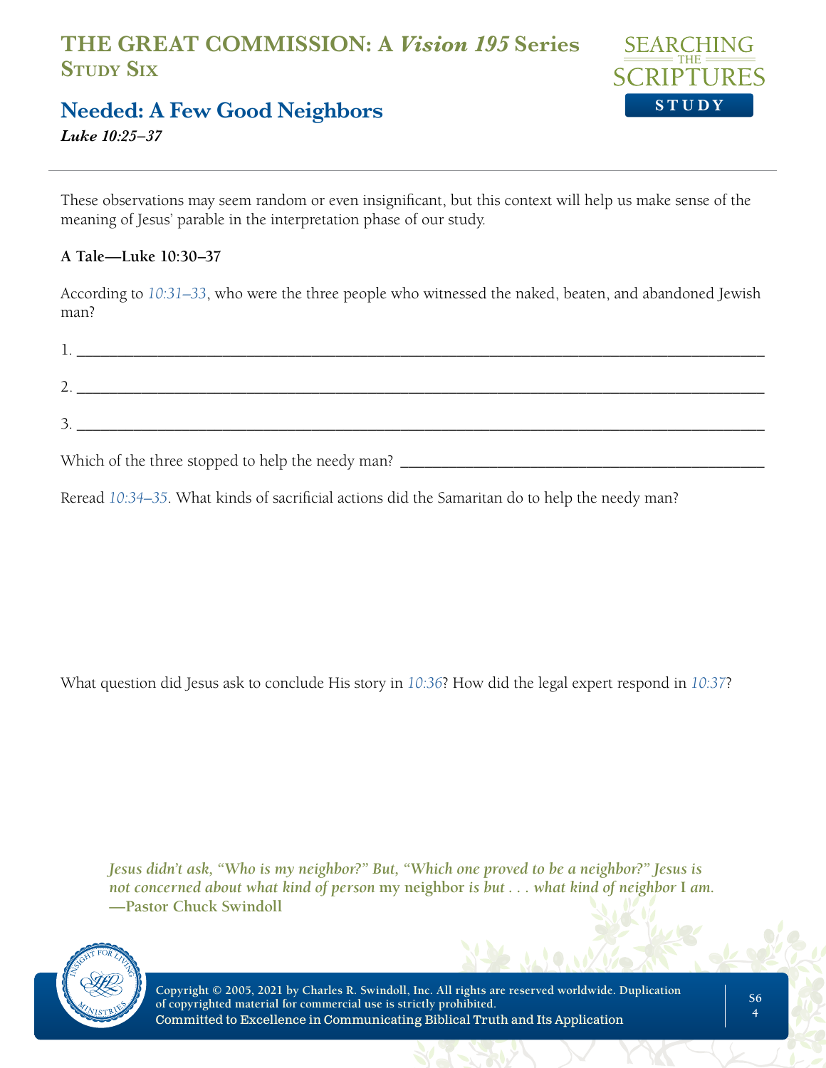These observations may seem random or even insignificant, but this context will help us make sense of the meaning of Jesus' parable in the interpretation phase of our study.

**A Tale—Luke 10:30–37**

According to *10:31–33*, who were the three people who witnessed the naked, beaten, and abandoned Jewish man?

1. ___________________________________________________________________________

2. ___________________________________________________________________________

3. ___________________________________________________________________________

Which of the three stopped to help the needy man? ______________________________________

Reread *10:34–35*. What kinds of sacrificial actions did the Samaritan do to help the needy man?

What question did Jesus ask to conclude His story in *10:36*? How did the legal expert respond in *10:37*?

> *Jesus didn't ask, "Who is my neighbor?" But, "Which one proved to be a neighbor?" Jesus is not concerned about what kind of person* my neighbor *is but . . . what kind of neighbor* I *am.*
> **—Pastor Chuck Swindoll**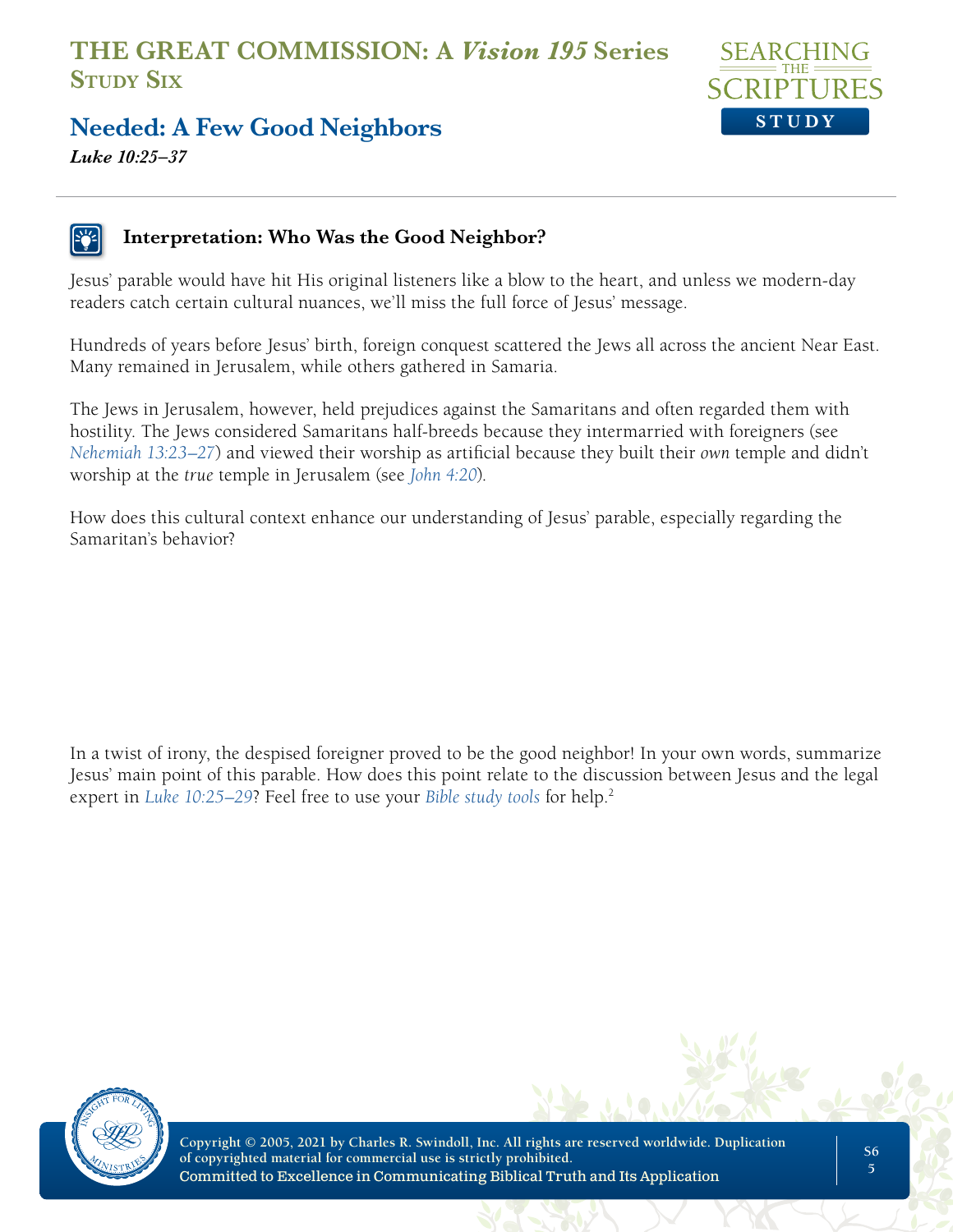# THE GREAT COMMISSION: A *Vision 195* Series
## Study Six

## Needed: A Few Good Neighbors

***Luke 10:25–37***

### Interpretation: Who Was the Good Neighbor?

Jesus' parable would have hit His original listeners like a blow to the heart, and unless we modern-day readers catch certain cultural nuances, we'll miss the full force of Jesus' message.

Hundreds of years before Jesus' birth, foreign conquest scattered the Jews all across the ancient Near East. Many remained in Jerusalem, while others gathered in Samaria.

The Jews in Jerusalem, however, held prejudices against the Samaritans and often regarded them with hostility. The Jews considered Samaritans half-breeds because they intermarried with foreigners (see *Nehemiah 13:23–27*) and viewed their worship as artificial because they built their *own* temple and didn't worship at the *true* temple in Jerusalem (see *John 4:20*).

How does this cultural context enhance our understanding of Jesus' parable, especially regarding the Samaritan's behavior?

In a twist of irony, the despised foreigner proved to be the good neighbor! In your own words, summarize Jesus' main point of this parable. How does this point relate to the discussion between Jesus and the legal expert in *Luke 10:25–29*? Feel free to use your *Bible study tools* for help.[2]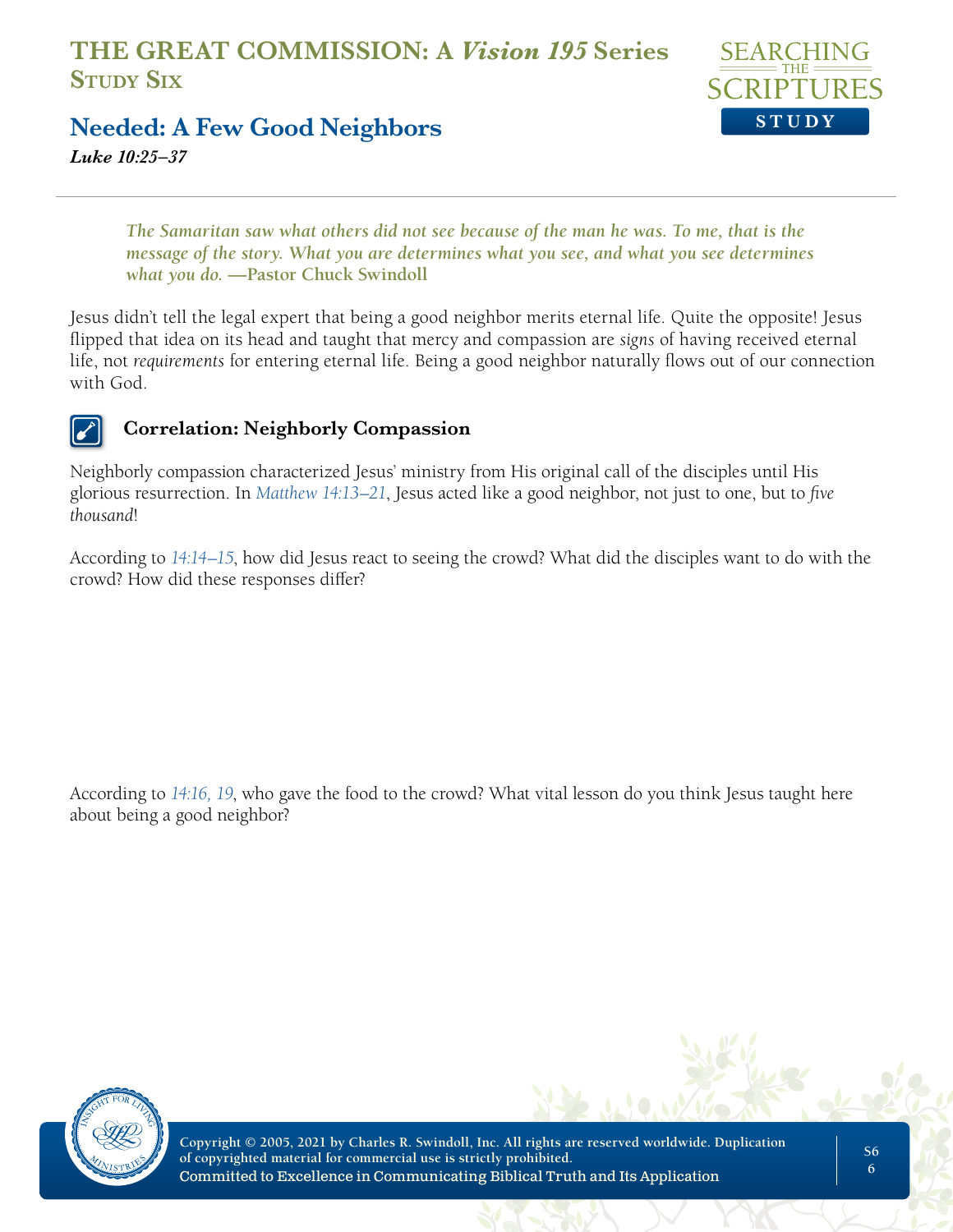# THE GREAT COMMISSION: A *Vision 195* Series

## Study Six

## Needed: A Few Good Neighbors

***Luke 10:25–37***

> ***The Samaritan saw what others did not see because of the man he was. To me, that is the message of the story. What you are determines what you see, and what you see determines what you do.*** **—Pastor Chuck Swindoll**

Jesus didn't tell the legal expert that being a good neighbor merits eternal life. Quite the opposite! Jesus flipped that idea on its head and taught that mercy and compassion are *signs* of having received eternal life, not *requirements* for entering eternal life. Being a good neighbor naturally flows out of our connection with God.

### Correlation: Neighborly Compassion

Neighborly compassion characterized Jesus' ministry from His original call of the disciples until His glorious resurrection. In *Matthew 14:13–21*, Jesus acted like a good neighbor, not just to one, but to *five thousand*!

According to *14:14–15*, how did Jesus react to seeing the crowd? What did the disciples want to do with the crowd? How did these responses differ?

According to *14:16, 19*, who gave the food to the crowd? What vital lesson do you think Jesus taught here about being a good neighbor?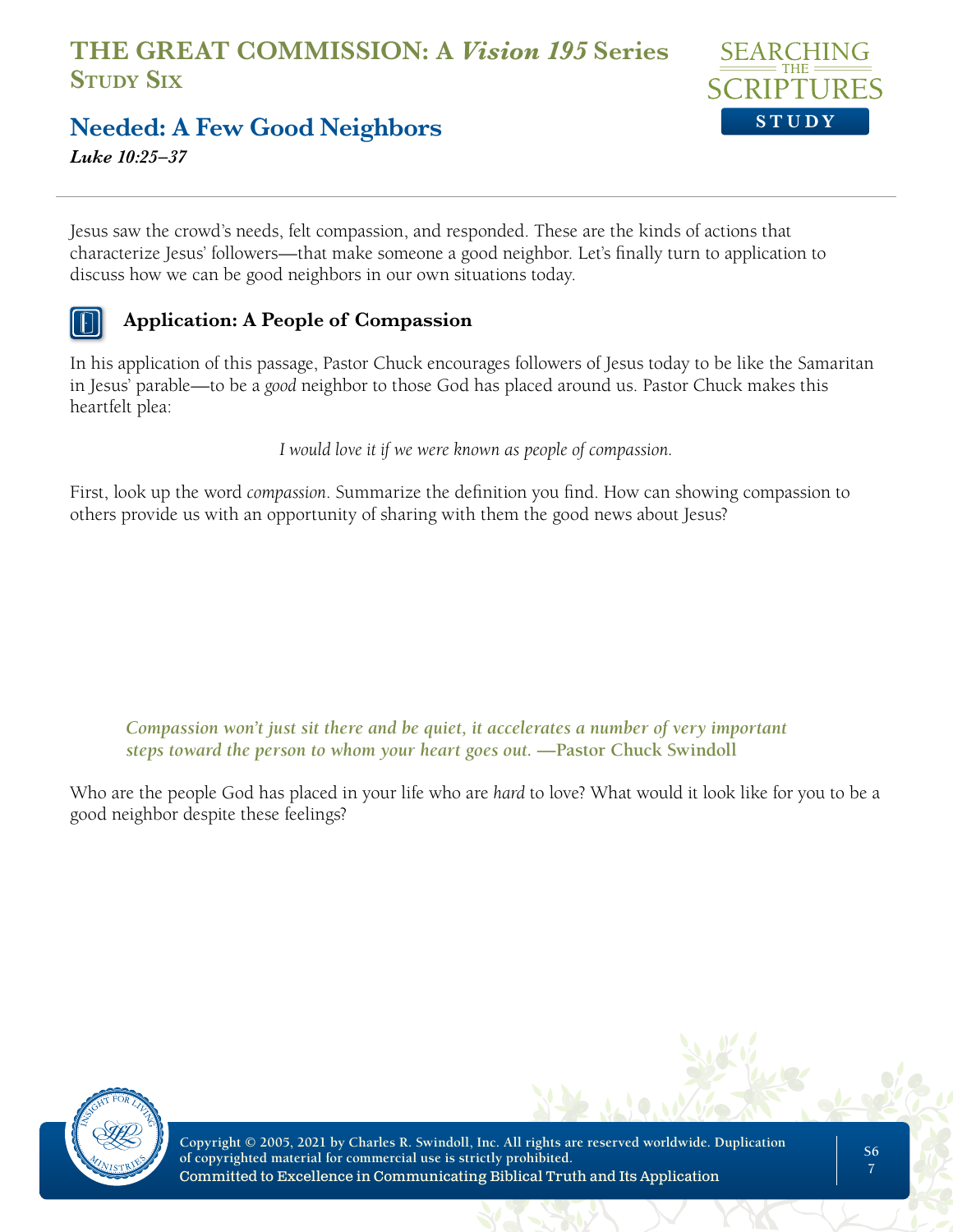# THE GREAT COMMISSION: A *Vision 195* Series
## Study Six

## Needed: A Few Good Neighbors

***Luke 10:25–37***

Jesus saw the crowd's needs, felt compassion, and responded. These are the kinds of actions that characterize Jesus' followers—that make someone a good neighbor. Let's finally turn to application to discuss how we can be good neighbors in our own situations today.

### Application: A People of Compassion

In his application of this passage, Pastor Chuck encourages followers of Jesus today to be like the Samaritan in Jesus' parable—to be a *good* neighbor to those God has placed around us. Pastor Chuck makes this heartfelt plea:

*I would love it if we were known as people of compassion.*

First, look up the word *compassion*. Summarize the definition you find. How can showing compassion to others provide us with an opportunity of sharing with them the good news about Jesus?

> ***Compassion won't just sit there and be quiet, it accelerates a number of very important steps toward the person to whom your heart goes out.*** **—Pastor Chuck Swindoll**

Who are the people God has placed in your life who are *hard* to love? What would it look like for you to be a good neighbor despite these feelings?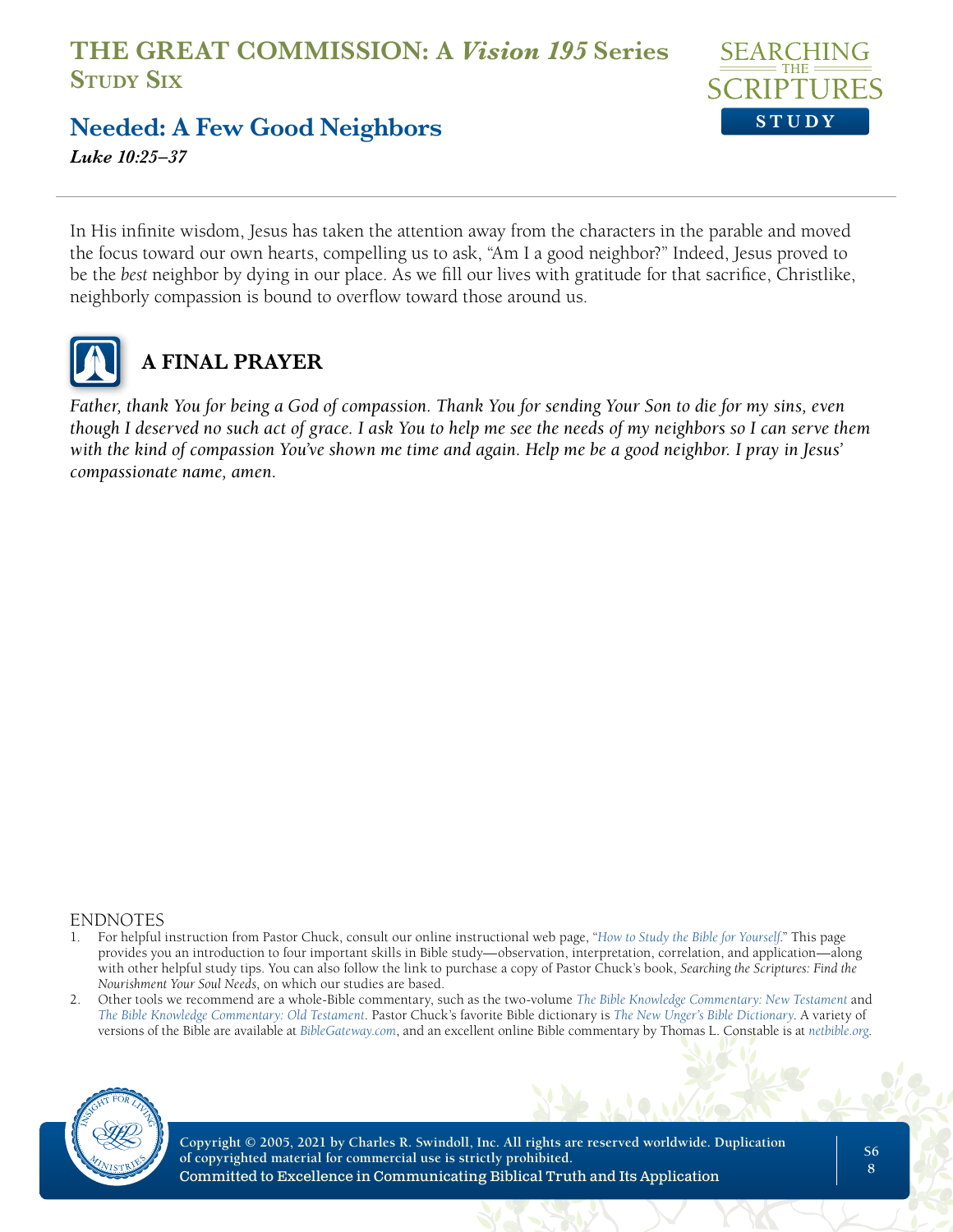In His infinite wisdom, Jesus has taken the attention away from the characters in the parable and moved the focus toward our own hearts, compelling us to ask, "Am I a good neighbor?" Indeed, Jesus proved to be the *best* neighbor by dying in our place. As we fill our lives with gratitude for that sacrifice, Christlike, neighborly compassion is bound to overflow toward those around us.

## A FINAL PRAYER

*Father, thank You for being a God of compassion. Thank You for sending Your Son to die for my sins, even though I deserved no such act of grace. I ask You to help me see the needs of my neighbors so I can serve them with the kind of compassion You've shown me time and again. Help me be a good neighbor. I pray in Jesus' compassionate name, amen.*

ENDNOTES

1. For helpful instruction from Pastor Chuck, consult our online instructional web page, "*How to Study the Bible for Yourself*." This page provides you an introduction to four important skills in Bible study—observation, interpretation, correlation, and application—along with other helpful study tips. You can also follow the link to purchase a copy of Pastor Chuck's book, *Searching the Scriptures: Find the Nourishment Your Soul Needs*, on which our studies are based.
2. Other tools we recommend are a whole-Bible commentary, such as the two-volume *The Bible Knowledge Commentary: New Testament* and *The Bible Knowledge Commentary: Old Testament*. Pastor Chuck's favorite Bible dictionary is *The New Unger's Bible Dictionary*. A variety of versions of the Bible are available at *BibleGateway.com*, and an excellent online Bible commentary by Thomas L. Constable is at *netbible.org*.

Copyright © 2005, 2021 by Charles R. Swindoll, Inc. All rights are reserved worldwide. Duplication of copyrighted material for commercial use is strictly prohibited.
Committed to Excellence in Communicating Biblical Truth and Its Application